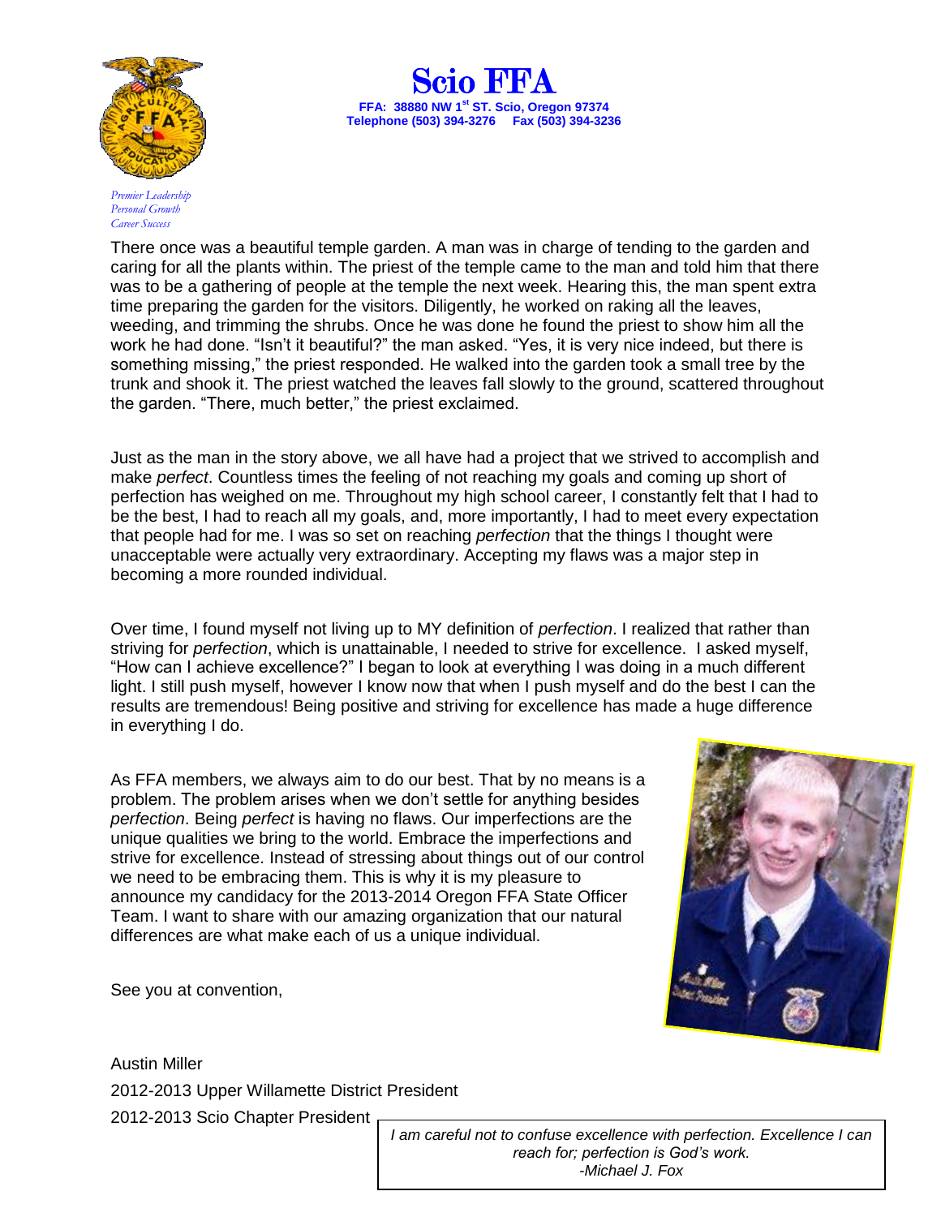# Scio FFA

**FFA: 38880 NW 1st ST. Scio, Oregon 97374**
**Telephone (503) 394-3276 Fax (503) 394-3236**

*Premier Leadership*
*Personal Growth*
*Career Success*

There once was a beautiful temple garden. A man was in charge of tending to the garden and caring for all the plants within. The priest of the temple came to the man and told him that there was to be a gathering of people at the temple the next week. Hearing this, the man spent extra time preparing the garden for the visitors. Diligently, he worked on raking all the leaves, weeding, and trimming the shrubs. Once he was done he found the priest to show him all the work he had done. "Isn't it beautiful?" the man asked. "Yes, it is very nice indeed, but there is something missing," the priest responded. He walked into the garden took a small tree by the trunk and shook it. The priest watched the leaves fall slowly to the ground, scattered throughout the garden. "There, much better," the priest exclaimed.

Just as the man in the story above, we all have had a project that we strived to accomplish and make *perfect*. Countless times the feeling of not reaching my goals and coming up short of perfection has weighed on me. Throughout my high school career, I constantly felt that I had to be the best, I had to reach all my goals, and, more importantly, I had to meet every expectation that people had for me. I was so set on reaching *perfection* that the things I thought were unacceptable were actually very extraordinary. Accepting my flaws was a major step in becoming a more rounded individual.

Over time, I found myself not living up to MY definition of *perfection*. I realized that rather than striving for *perfection*, which is unattainable, I needed to strive for excellence. I asked myself, "How can I achieve excellence?" I began to look at everything I was doing in a much different light. I still push myself, however I know now that when I push myself and do the best I can the results are tremendous! Being positive and striving for excellence has made a huge difference in everything I do.

As FFA members, we always aim to do our best. That by no means is a problem. The problem arises when we don't settle for anything besides *perfection*. Being *perfect* is having no flaws. Our imperfections are the unique qualities we bring to the world. Embrace the imperfections and strive for excellence. Instead of stressing about things out of our control we need to be embracing them. This is why it is my pleasure to announce my candidacy for the 2013-2014 Oregon FFA State Officer Team. I want to share with our amazing organization that our natural differences are what make each of us a unique individual.

See you at convention,

Austin Miller
2012-2013 Upper Willamette District President
2012-2013 Scio Chapter President

*I am careful not to confuse excellence with perfection. Excellence I can reach for; perfection is God's work.*
*-Michael J. Fox*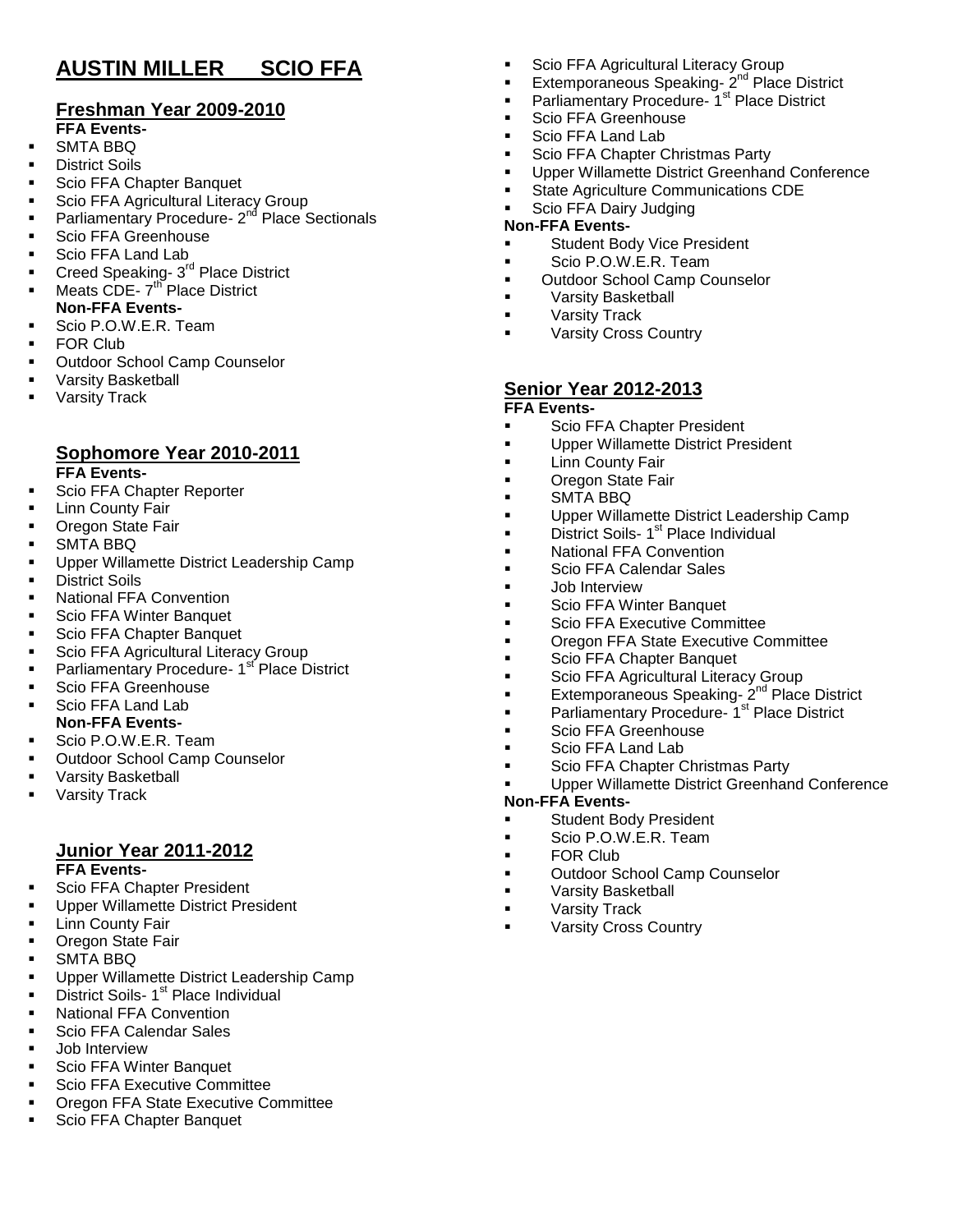# AUSTIN MILLER SCIO FFA

## Freshman Year 2009-2010

**FFA Events-**

- SMTA BBQ
- District Soils
- Scio FFA Chapter Banquet
- Scio FFA Agricultural Literacy Group
- Parliamentary Procedure- 2nd Place Sectionals
- Scio FFA Greenhouse
- Scio FFA Land Lab
- Creed Speaking- 3rd Place District
- Meats CDE- 7th Place District

**Non-FFA Events-**

- Scio P.O.W.E.R. Team
- FOR Club
- Outdoor School Camp Counselor
- Varsity Basketball
- Varsity Track

## Sophomore Year 2010-2011

**FFA Events-**

- Scio FFA Chapter Reporter
- Linn County Fair
- Oregon State Fair
- SMTA BBQ
- Upper Willamette District Leadership Camp
- District Soils
- National FFA Convention
- Scio FFA Winter Banquet
- Scio FFA Chapter Banquet
- Scio FFA Agricultural Literacy Group
- Parliamentary Procedure- 1st Place District
- Scio FFA Greenhouse
- Scio FFA Land Lab

**Non-FFA Events-**

- Scio P.O.W.E.R. Team
- Outdoor School Camp Counselor
- Varsity Basketball
- Varsity Track

## Junior Year 2011-2012

**FFA Events-**

- Scio FFA Chapter President
- Upper Willamette District President
- Linn County Fair
- Oregon State Fair
- SMTA BBQ
- Upper Willamette District Leadership Camp
- District Soils- 1st Place Individual
- National FFA Convention
- Scio FFA Calendar Sales
- Job Interview
- Scio FFA Winter Banquet
- Scio FFA Executive Committee
- Oregon FFA State Executive Committee
- Scio FFA Chapter Banquet
- Scio FFA Agricultural Literacy Group
- Extemporaneous Speaking- 2nd Place District
- Parliamentary Procedure- 1st Place District
- Scio FFA Greenhouse
- Scio FFA Land Lab
- Scio FFA Chapter Christmas Party
- Upper Willamette District Greenhand Conference
- State Agriculture Communications CDE
- Scio FFA Dairy Judging

**Non-FFA Events-**

- Student Body Vice President
- Scio P.O.W.E.R. Team
- Outdoor School Camp Counselor
- Varsity Basketball
- Varsity Track
- Varsity Cross Country

## Senior Year 2012-2013

**FFA Events-**

- Scio FFA Chapter President
- Upper Willamette District President
- Linn County Fair
- Oregon State Fair
- SMTA BBQ
- Upper Willamette District Leadership Camp
- District Soils- 1st Place Individual
- National FFA Convention
- Scio FFA Calendar Sales
- Job Interview
- Scio FFA Winter Banquet
- Scio FFA Executive Committee
- Oregon FFA State Executive Committee
- Scio FFA Chapter Banquet
- Scio FFA Agricultural Literacy Group
- Extemporaneous Speaking- 2nd Place District
- Parliamentary Procedure- 1st Place District
- Scio FFA Greenhouse
- Scio FFA Land Lab
- Scio FFA Chapter Christmas Party
- Upper Willamette District Greenhand Conference

**Non-FFA Events-**

- Student Body President
- Scio P.O.W.E.R. Team
- FOR Club
- Outdoor School Camp Counselor
- Varsity Basketball
- Varsity Track
- Varsity Cross Country